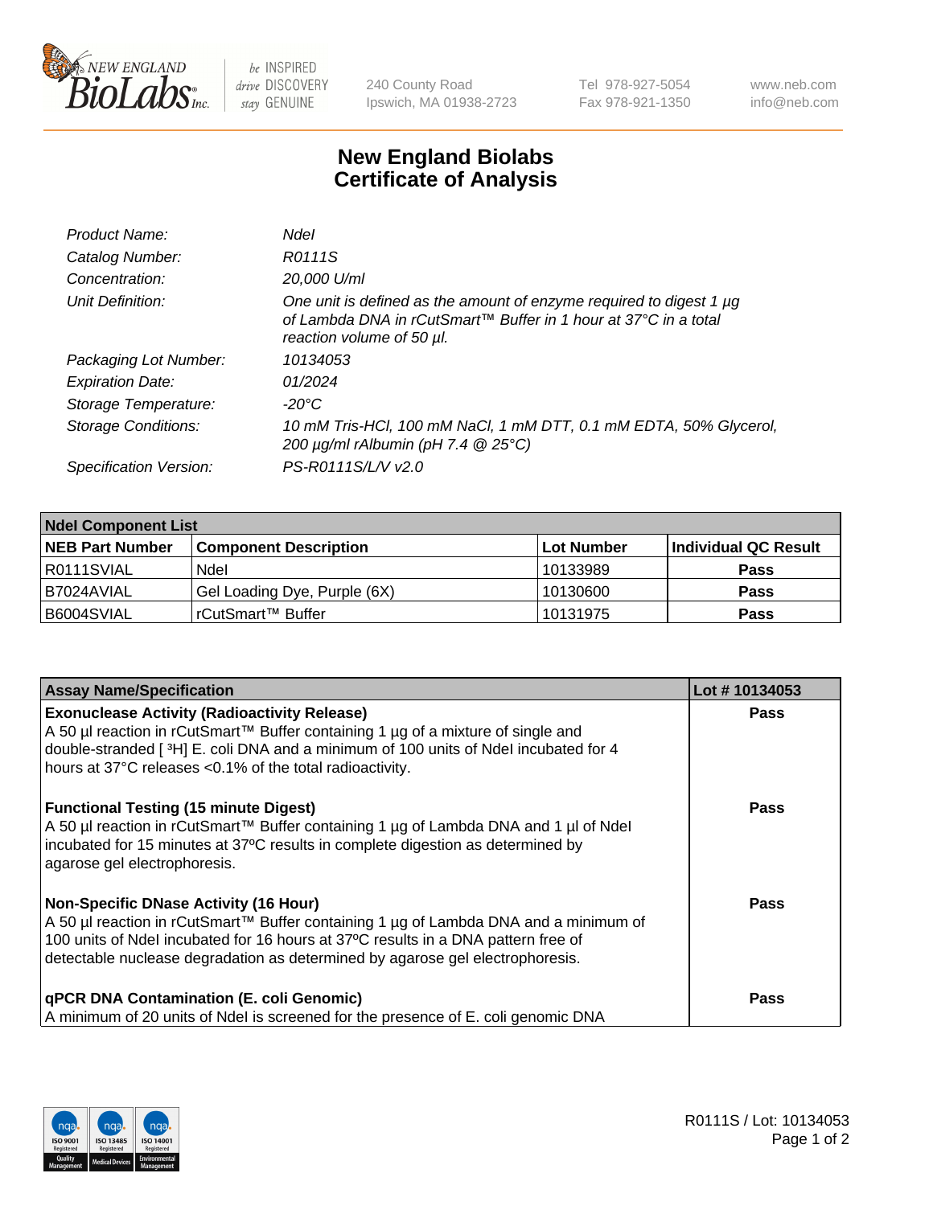NEW ENGLAND BioLabs Inc. — be INSPIRED drive DISCOVERY stay GENUINE

240 County Road
Ipswich, MA 01938-2723

Tel 978-927-5054
Fax 978-921-1350

www.neb.com
info@neb.com

# New England Biolabs
# Certificate of Analysis

| | |
|---|---|
| *Product Name:* | *NdeI* |
| *Catalog Number:* | *R0111S* |
| *Concentration:* | *20,000 U/ml* |
| *Unit Definition:* | *One unit is defined as the amount of enzyme required to digest 1 µg of Lambda DNA in rCutSmart™ Buffer in 1 hour at 37°C in a total reaction volume of 50 µl.* |
| *Packaging Lot Number:* | *10134053* |
| *Expiration Date:* | *01/2024* |
| *Storage Temperature:* | *-20°C* |
| *Storage Conditions:* | *10 mM Tris-HCl, 100 mM NaCl, 1 mM DTT, 0.1 mM EDTA, 50% Glycerol, 200 µg/ml rAlbumin (pH 7.4 @ 25°C)* |
| *Specification Version:* | *PS-R0111S/L/V v2.0* |

| **NdeI Component List** | | | |
|---|---|---|---|
| **NEB Part Number** | **Component Description** | **Lot Number** | **Individual QC Result** |
| R0111SVIAL | NdeI | 10133989 | **Pass** |
| B7024AVIAL | Gel Loading Dye, Purple (6X) | 10130600 | **Pass** |
| B6004SVIAL | rCutSmart™ Buffer | 10131975 | **Pass** |

| **Assay Name/Specification** | **Lot # 10134053** |
|---|---|
| **Exonuclease Activity (Radioactivity Release)** A 50 µl reaction in rCutSmart™ Buffer containing 1 µg of a mixture of single and double-stranded [ $^3$H] E. coli DNA and a minimum of 100 units of NdeI incubated for 4 hours at 37°C releases <0.1% of the total radioactivity. | **Pass** |
| **Functional Testing (15 minute Digest)** A 50 µl reaction in rCutSmart™ Buffer containing 1 µg of Lambda DNA and 1 µl of NdeI incubated for 15 minutes at 37ºC results in complete digestion as determined by agarose gel electrophoresis. | **Pass** |
| **Non-Specific DNase Activity (16 Hour)** A 50 µl reaction in rCutSmart™ Buffer containing 1 µg of Lambda DNA and a minimum of 100 units of NdeI incubated for 16 hours at 37ºC results in a DNA pattern free of detectable nuclease degradation as determined by agarose gel electrophoresis. | **Pass** |
| **qPCR DNA Contamination (E. coli Genomic)** A minimum of 20 units of NdeI is screened for the presence of E. coli genomic DNA | **Pass** |

ISO 9001 Registered Quality Management | ISO 13485 Registered Medical Devices | ISO 14001 Registered Environmental Management

R0111S / Lot: 10134053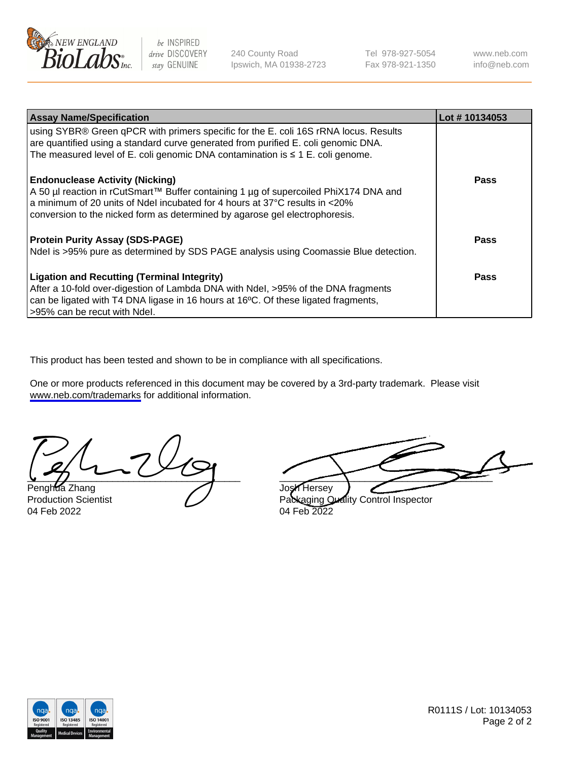| Assay Name/Specification | Lot # 10134053 |
|---|---|
| using SYBR® Green qPCR with primers specific for the E. coli 16S rRNA locus. Results are quantified using a standard curve generated from purified E. coli genomic DNA. The measured level of E. coli genomic DNA contamination is ≤ 1 E. coli genome. | |
| **Endonuclease Activity (Nicking)** A 50 µl reaction in rCutSmart™ Buffer containing 1 µg of supercoiled PhiX174 DNA and a minimum of 20 units of NdeI incubated for 4 hours at 37°C results in <20% conversion to the nicked form as determined by agarose gel electrophoresis. | **Pass** |
| **Protein Purity Assay (SDS-PAGE)** NdeI is >95% pure as determined by SDS PAGE analysis using Coomassie Blue detection. | **Pass** |
| **Ligation and Recutting (Terminal Integrity)** After a 10-fold over-digestion of Lambda DNA with NdeI, >95% of the DNA fragments can be ligated with T4 DNA ligase in 16 hours at 16ºC. Of these ligated fragments, >95% can be recut with NdeI. | **Pass** |

This product has been tested and shown to be in compliance with all specifications.

One or more products referenced in this document may be covered by a 3rd-party trademark. Please visit www.neb.com/trademarks for additional information.

Penghua Zhang
Production Scientist
04 Feb 2022

Josh Hersey
Packaging Quality Control Inspector
04 Feb 2022

R0111S / Lot: 10134053